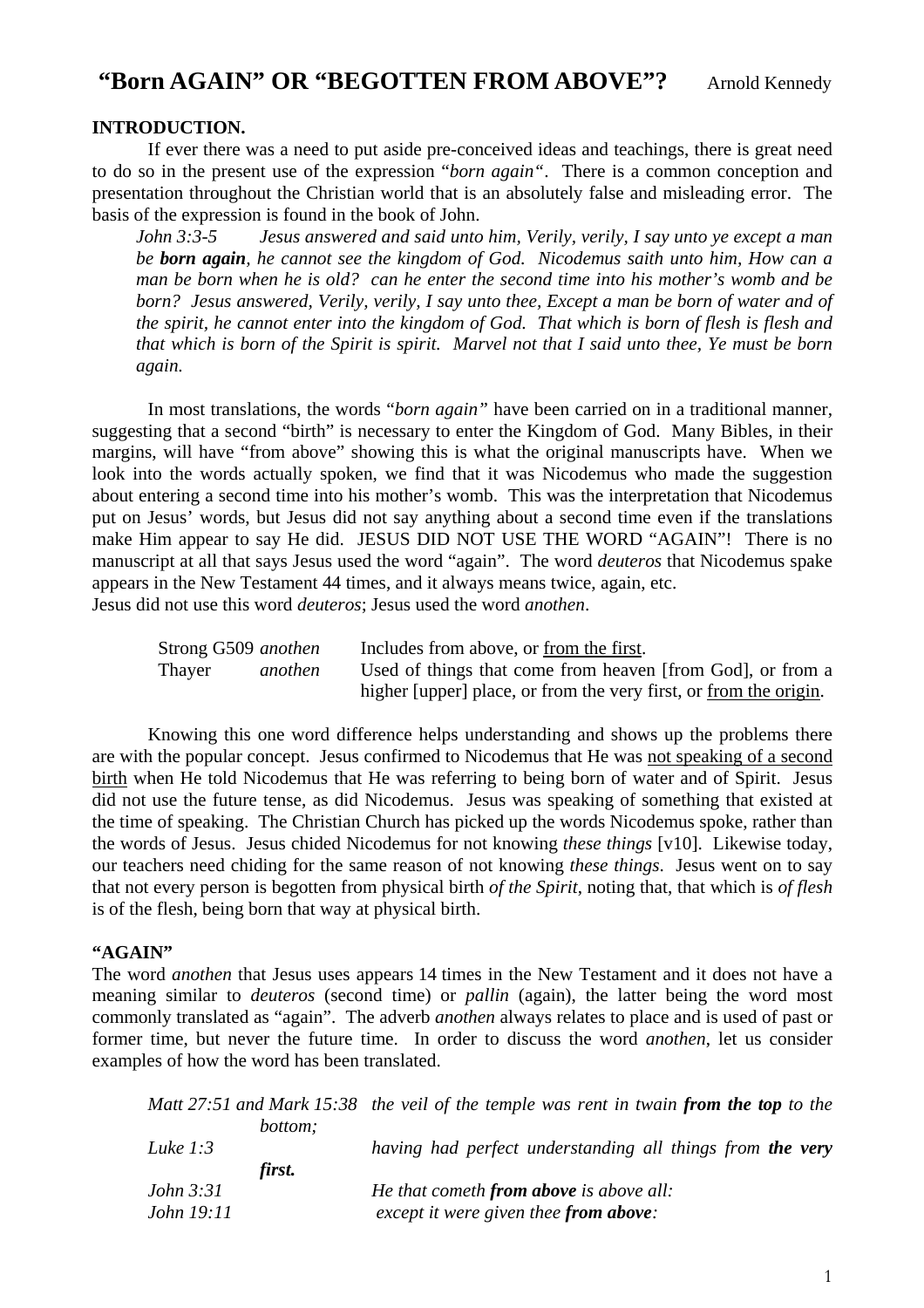# "Born AGAIN" OR "BEGOTTEN FROM ABOVE"?

Arnold Kennedy

**INTRODUCTION.**

If ever there was a need to put aside pre-conceived ideas and teachings, there is great need to do so in the present use of the expression "*born again*". There is a common conception and presentation throughout the Christian world that is an absolutely false and misleading error. The basis of the expression is found in the book of John.

> *John 3:3-5 Jesus answered and said unto him, Verily, verily, I say unto ye except a man be **born again**, he cannot see the kingdom of God. Nicodemus saith unto him, How can a man be born when he is old? can he enter the second time into his mother's womb and be born? Jesus answered, Verily, verily, I say unto thee, Except a man be born of water and of the spirit, he cannot enter into the kingdom of God. That which is born of flesh is flesh and that which is born of the Spirit is spirit. Marvel not that I said unto thee, Ye must be born again.*

In most translations, the words "*born again*" have been carried on in a traditional manner, suggesting that a second "birth" is necessary to enter the Kingdom of God. Many Bibles, in their margins, will have "from above" showing this is what the original manuscripts have. When we look into the words actually spoken, we find that it was Nicodemus who made the suggestion about entering a second time into his mother's womb. This was the interpretation that Nicodemus put on Jesus' words, but Jesus did not say anything about a second time even if the translations make Him appear to say He did. JESUS DID NOT USE THE WORD "AGAIN"! There is no manuscript at all that says Jesus used the word "again". The word *deuteros* that Nicodemus spake appears in the New Testament 44 times, and it always means twice, again, etc.
Jesus did not use this word *deuteros*; Jesus used the word *anothen*.

| | |
|---|---|
| Strong G509 *anothen* | Includes from above, or <u>from the first</u>. |
| Thayer *anothen* | Used of things that come from heaven [from God], or from a higher [upper] place, or from the very first, or <u>from the origin</u>. |

Knowing this one word difference helps understanding and shows up the problems there are with the popular concept. Jesus confirmed to Nicodemus that He was <u>not speaking of a second birth</u> when He told Nicodemus that He was referring to being born of water and of Spirit. Jesus did not use the future tense, as did Nicodemus. Jesus was speaking of something that existed at the time of speaking. The Christian Church has picked up the words Nicodemus spoke, rather than the words of Jesus. Jesus chided Nicodemus for not knowing *these things* [v10]. Likewise today, our teachers need chiding for the same reason of not knowing *these things*. Jesus went on to say that not every person is begotten from physical birth *of the Spirit*, noting that, that which is *of flesh* is of the flesh, being born that way at physical birth.

**"AGAIN"**

The word *anothen* that Jesus uses appears 14 times in the New Testament and it does not have a meaning similar to *deuteros* (second time) or *pallin* (again), the latter being the word most commonly translated as "again". The adverb *anothen* always relates to place and is used of past or former time, but never the future time. In order to discuss the word *anothen*, let us consider examples of how the word has been translated.

| | |
|---|---|
| *Matt 27:51 and Mark 15:38* | *the veil of the temple was rent in twain **from the top** to the bottom;* |
| *Luke 1:3* | *having had perfect understanding all things from **the very first.*** |
| *John 3:31* | *He that cometh **from above** is above all:* |
| *John 19:11* | *except it were given thee **from above**:* |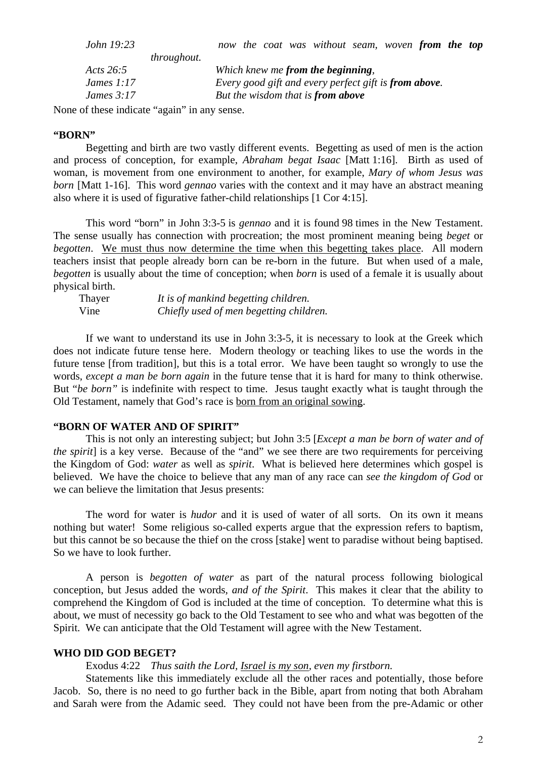| | |
|---|---|
| *John 19:23* | *now the coat was without seam, woven **from the top** throughout.* |
| *Acts 26:5* | *Which knew me **from the beginning**,* |
| *James 1:17* | *Every good gift and every perfect gift is **from above**.* |
| *James 3:17* | *But the wisdom that is **from above*** |

None of these indicate "again" in any sense.

**"BORN"**

Begetting and birth are two vastly different events. Begetting as used of men is the action and process of conception, for example, *Abraham begat Isaac* [Matt 1:16]. Birth as used of woman, is movement from one environment to another, for example, *Mary of whom Jesus was born* [Matt 1-16]. This word *gennao* varies with the context and it may have an abstract meaning also where it is used of figurative father-child relationships [1 Cor 4:15].

This word "born" in John 3:3-5 is *gennao* and it is found 98 times in the New Testament. The sense usually has connection with procreation; the most prominent meaning being *beget* or *begotten*. <u>We must thus now determine the time when this begetting takes place</u>. All modern teachers insist that people already born can be re-born in the future. But when used of a male, *begotten* is usually about the time of conception; when *born* is used of a female it is usually about physical birth.

| | |
|---|---|
| Thayer | *It is of mankind begetting children.* |
| Vine | *Chiefly used of men begetting children.* |

If we want to understand its use in John 3:3-5, it is necessary to look at the Greek which does not indicate future tense here. Modern theology or teaching likes to use the words in the future tense [from tradition], but this is a total error. We have been taught so wrongly to use the words, *except a man be born again* in the future tense that it is hard for many to think otherwise. But "*be born"* is indefinite with respect to time. Jesus taught exactly what is taught through the Old Testament, namely that God's race is <u>born from an original sowing</u>.

**"BORN OF WATER AND OF SPIRIT"**

This is not only an interesting subject; but John 3:5 [*Except a man be born of water and of the spirit*] is a key verse. Because of the "and" we see there are two requirements for perceiving the Kingdom of God: *water* as well as *spirit*. What is believed here determines which gospel is believed. We have the choice to believe that any man of any race can *see the kingdom of God* or we can believe the limitation that Jesus presents:

The word for water is *hudor* and it is used of water of all sorts. On its own it means nothing but water! Some religious so-called experts argue that the expression refers to baptism, but this cannot be so because the thief on the cross [stake] went to paradise without being baptised. So we have to look further.

A person is *begotten of water* as part of the natural process following biological conception, but Jesus added the words, *and of the Spirit*. This makes it clear that the ability to comprehend the Kingdom of God is included at the time of conception. To determine what this is about, we must of necessity go back to the Old Testament to see who and what was begotten of the Spirit. We can anticipate that the Old Testament will agree with the New Testament.

**WHO DID GOD BEGET?**

Exodus 4:22 *Thus saith the Lord, <u>Israel is my son</u>, even my firstborn.*

Statements like this immediately exclude all the other races and potentially, those before Jacob. So, there is no need to go further back in the Bible, apart from noting that both Abraham and Sarah were from the Adamic seed. They could not have been from the pre-Adamic or other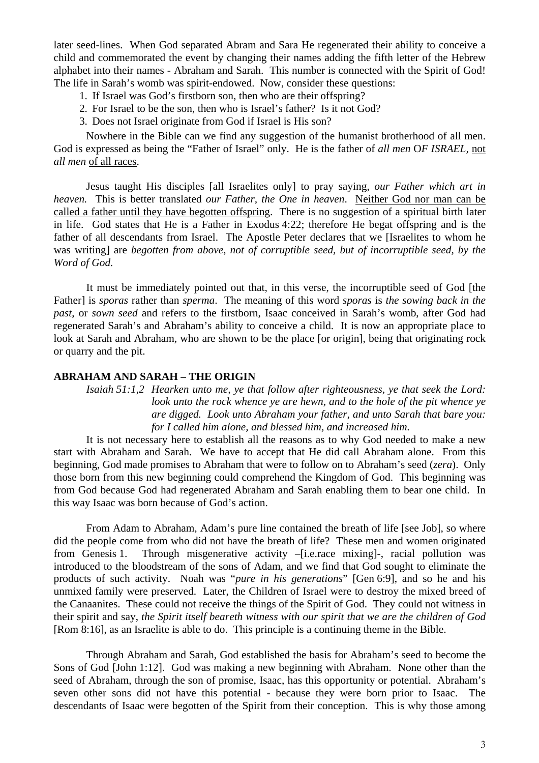later seed-lines. When God separated Abram and Sara He regenerated their ability to conceive a child and commemorated the event by changing their names adding the fifth letter of the Hebrew alphabet into their names - Abraham and Sarah. This number is connected with the Spirit of God! The life in Sarah's womb was spirit-endowed. Now, consider these questions:

1. If Israel was God's firstborn son, then who are their offspring?
2. For Israel to be the son, then who is Israel's father? Is it not God?
3. Does not Israel originate from God if Israel is His son?

Nowhere in the Bible can we find any suggestion of the humanist brotherhood of all men. God is expressed as being the "Father of Israel" only. He is the father of *all men* O*F ISRAEL*, not *all men* of all races.

Jesus taught His disciples [all Israelites only] to pray saying, *our Father which art in heaven.* This is better translated *our Father, the One in heaven*. Neither God nor man can be called a father until they have begotten offspring. There is no suggestion of a spiritual birth later in life. God states that He is a Father in Exodus 4:22; therefore He begat offspring and is the father of all descendants from Israel. The Apostle Peter declares that we [Israelites to whom he was writing] are *begotten from above, not of corruptible seed, but of incorruptible seed, by the Word of God.*

It must be immediately pointed out that, in this verse, the incorruptible seed of God [the Father] is *sporas* rather than *sperma*. The meaning of this word *sporas* is *the sowing back in the past*, or *sown seed* and refers to the firstborn, Isaac conceived in Sarah's womb, after God had regenerated Sarah's and Abraham's ability to conceive a child. It is now an appropriate place to look at Sarah and Abraham, who are shown to be the place [or origin], being that originating rock or quarry and the pit.

**ABRAHAM AND SARAH – THE ORIGIN**

*Isaiah 51:1,2 Hearken unto me, ye that follow after righteousness, ye that seek the Lord: look unto the rock whence ye are hewn, and to the hole of the pit whence ye are digged. Look unto Abraham your father, and unto Sarah that bare you: for I called him alone, and blessed him, and increased him.*

It is not necessary here to establish all the reasons as to why God needed to make a new start with Abraham and Sarah. We have to accept that He did call Abraham alone. From this beginning, God made promises to Abraham that were to follow on to Abraham's seed (*zera*). Only those born from this new beginning could comprehend the Kingdom of God. This beginning was from God because God had regenerated Abraham and Sarah enabling them to bear one child. In this way Isaac was born because of God's action.

From Adam to Abraham, Adam's pure line contained the breath of life [see Job], so where did the people come from who did not have the breath of life? These men and women originated from Genesis 1. Through misgenerative activity –[i.e.race mixing]-, racial pollution was introduced to the bloodstream of the sons of Adam, and we find that God sought to eliminate the products of such activity. Noah was "*pure in his generations*" [Gen 6:9], and so he and his unmixed family were preserved. Later, the Children of Israel were to destroy the mixed breed of the Canaanites. These could not receive the things of the Spirit of God. They could not witness in their spirit and say, *the Spirit itself beareth witness with our spirit that we are the children of God* [Rom 8:16], as an Israelite is able to do. This principle is a continuing theme in the Bible.

Through Abraham and Sarah, God established the basis for Abraham's seed to become the Sons of God [John 1:12]. God was making a new beginning with Abraham. None other than the seed of Abraham, through the son of promise, Isaac, has this opportunity or potential. Abraham's seven other sons did not have this potential - because they were born prior to Isaac. The descendants of Isaac were begotten of the Spirit from their conception. This is why those among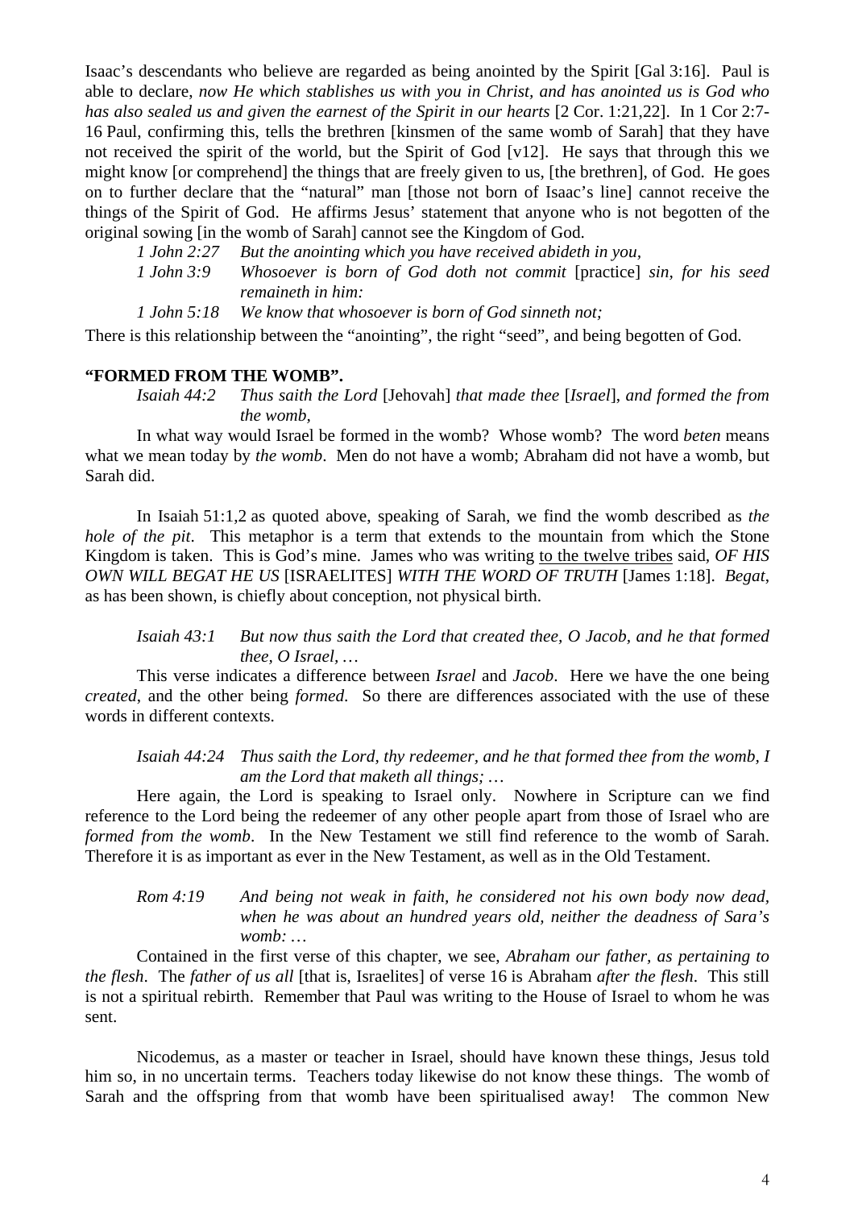Isaac's descendants who believe are regarded as being anointed by the Spirit [Gal 3:16]. Paul is able to declare, *now He which stablishes us with you in Christ, and has anointed us is God who has also sealed us and given the earnest of the Spirit in our hearts* [2 Cor. 1:21,22]. In 1 Cor 2:7-16 Paul, confirming this, tells the brethren [kinsmen of the same womb of Sarah] that they have not received the spirit of the world, but the Spirit of God [v12]. He says that through this we might know [or comprehend] the things that are freely given to us, [the brethren], of God. He goes on to further declare that the "natural" man [those not born of Isaac's line] cannot receive the things of the Spirit of God. He affirms Jesus' statement that anyone who is not begotten of the original sowing [in the womb of Sarah] cannot see the Kingdom of God.

> *1 John 2:27 But the anointing which you have received abideth in you,*
>
> *1 John 3:9 Whosoever is born of God doth not commit* [practice] *sin, for his seed remaineth in him:*
>
> *1 John 5:18 We know that whosoever is born of God sinneth not;*

There is this relationship between the "anointing", the right "seed", and being begotten of God.

**"FORMED FROM THE WOMB".**

> *Isaiah 44:2 Thus saith the Lord* [Jehovah] *that made thee* [*Israel*], *and formed the from the womb,*

In what way would Israel be formed in the womb? Whose womb? The word *beten* means what we mean today by *the womb*. Men do not have a womb; Abraham did not have a womb, but Sarah did.

In Isaiah 51:1,2 as quoted above, speaking of Sarah, we find the womb described as *the hole of the pit*. This metaphor is a term that extends to the mountain from which the Stone Kingdom is taken. This is God's mine. James who was writing to the twelve tribes said, *OF HIS OWN WILL BEGAT HE US* [ISRAELITES] *WITH THE WORD OF TRUTH* [James 1:18]. *Begat*, as has been shown, is chiefly about conception, not physical birth.

> *Isaiah 43:1 But now thus saith the Lord that created thee, O Jacob, and he that formed thee, O Israel, …*

This verse indicates a difference between *Israel* and *Jacob*. Here we have the one being *created*, and the other being *formed*. So there are differences associated with the use of these words in different contexts.

> *Isaiah 44:24 Thus saith the Lord, thy redeemer, and he that formed thee from the womb, I am the Lord that maketh all things; …*

Here again, the Lord is speaking to Israel only. Nowhere in Scripture can we find reference to the Lord being the redeemer of any other people apart from those of Israel who are *formed from the womb*. In the New Testament we still find reference to the womb of Sarah. Therefore it is as important as ever in the New Testament, as well as in the Old Testament.

> *Rom 4:19 And being not weak in faith, he considered not his own body now dead, when he was about an hundred years old, neither the deadness of Sara's womb: …*

Contained in the first verse of this chapter, we see, *Abraham our father, as pertaining to the flesh*. The *father of us all* [that is, Israelites] of verse 16 is Abraham *after the flesh*. This still is not a spiritual rebirth. Remember that Paul was writing to the House of Israel to whom he was sent.

Nicodemus, as a master or teacher in Israel, should have known these things, Jesus told him so, in no uncertain terms. Teachers today likewise do not know these things. The womb of Sarah and the offspring from that womb have been spiritualised away! The common New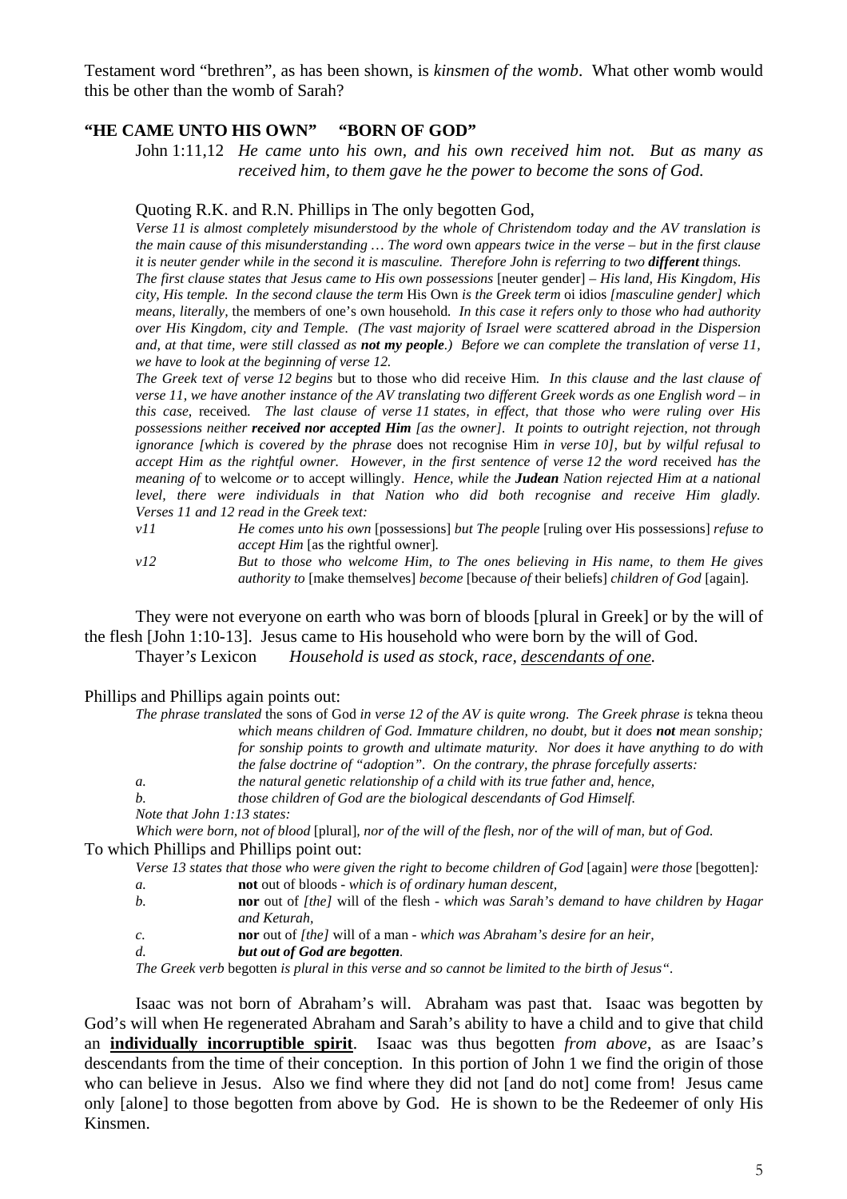Testament word "brethren", as has been shown, is *kinsmen of the womb*. What other womb would this be other than the womb of Sarah?

### "HE CAME UNTO HIS OWN" "BORN OF GOD"

John 1:11,12 *He came unto his own, and his own received him not. But as many as received him, to them gave he the power to become the sons of God.*

Quoting R.K. and R.N. Phillips in The only begotten God,

> *Verse 11 is almost completely misunderstood by the whole of Christendom today and the AV translation is the main cause of this misunderstanding … The word* own *appears twice in the verse – but in the first clause it is neuter gender while in the second it is masculine. Therefore John is referring to two* ***different*** *things.*
>
> *The first clause states that Jesus came to His own possessions* [neuter gender] – *His land, His Kingdom, His city, His temple. In the second clause the term* His Own *is the Greek term* oi idios *[masculine gender] which means, literally,* the members of one's own household*. In this case it refers only to those who had authority over His Kingdom, city and Temple. (The vast majority of Israel were scattered abroad in the Dispersion and, at that time, were still classed as* ***not my people****.) Before we can complete the translation of verse 11, we have to look at the beginning of verse 12.*
>
> *The Greek text of verse 12 begins* but to those who did receive Him*. In this clause and the last clause of verse 11, we have another instance of the AV translating two different Greek words as one English word – in this case,* received*. The last clause of verse 11 states, in effect, that those who were ruling over His possessions neither* ***received nor accepted Him*** *[as the owner]. It points to outright rejection, not through ignorance [which is covered by the phrase* does not recognise Him *in verse 10], but by wilful refusal to accept Him as the rightful owner. However, in the first sentence of verse 12 the word* received *has the meaning of* to welcome *or* to accept willingly*. Hence, while the* ***Judean*** *Nation rejected Him at a national level, there were individuals in that Nation who did both recognise and receive Him gladly. Verses 11 and 12 read in the Greek text:*
>
> *v11* *He comes unto his own* [possessions] *but The people* [ruling over His possessions] *refuse to accept Him* [as the rightful owner].
>
> *v12* *But to those who welcome Him, to The ones believing in His name, to them He gives authority to* [make themselves] *become* [because *of* their beliefs] *children of God* [again].

They were not everyone on earth who was born of bloods [plural in Greek] or by the will of the flesh [John 1:10-13]. Jesus came to His household who were born by the will of God.

Thayer*'s* Lexicon *Household is used as stock, race, <u>descendants of one</u>.*

Phillips and Phillips again points out:

> *The phrase translated* the sons of God *in verse 12 of the AV is quite wrong. The Greek phrase is* tekna theou *which means children of God. Immature children, no doubt, but it does* ***not*** *mean sonship; for sonship points to growth and ultimate maturity. Nor does it have anything to do with the false doctrine of "adoption". On the contrary, the phrase forcefully asserts:*
>
> *a.* *the natural genetic relationship of a child with its true father and, hence,*
>
> *b.* *those children of God are the biological descendants of God Himself.*
>
> *Note that John 1:13 states:*
>
> *Which were born, not of blood* [plural], *nor of the will of the flesh, nor of the will of man, but of God.*

To which Phillips and Phillips point out:

> *Verse 13 states that those who were given the right to become children of God* [again] *were those* [begotten]*:*
>
> *a.* **not** out of bloods - *which is of ordinary human descent,*
>
> *b.* **nor** out of *[the]* will of the flesh - *which was Sarah's demand to have children by Hagar and Keturah,*
>
> *c.* **nor** out of *[the]* will of a man - *which was Abraham's desire for an heir,*
>
> *d.* ***but out of God are begotten****.*
>
> *The Greek verb* begotten *is plural in this verse and so cannot be limited to the birth of Jesus".*

Isaac was not born of Abraham's will. Abraham was past that. Isaac was begotten by God's will when He regenerated Abraham and Sarah's ability to have a child and to give that child an **<u>individually incorruptible spirit</u>**. Isaac was thus begotten *from above*, as are Isaac's descendants from the time of their conception. In this portion of John 1 we find the origin of those who can believe in Jesus. Also we find where they did not [and do not] come from! Jesus came only [alone] to those begotten from above by God. He is shown to be the Redeemer of only His Kinsmen.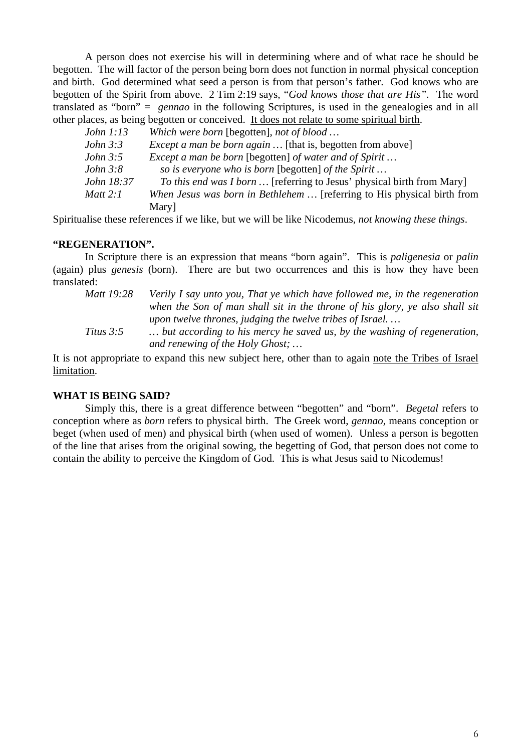A person does not exercise his will in determining where and of what race he should be begotten. The will factor of the person being born does not function in normal physical conception and birth. God determined what seed a person is from that person's father. God knows who are begotten of the Spirit from above. 2 Tim 2:19 says, "*God knows those that are His*". The word translated as "born" = *gennao* in the following Scriptures, is used in the genealogies and in all other places, as being begotten or conceived. <u>It does not relate to some spiritual birth</u>.

| | |
|---|---|
| *John 1:13* | *Which were born* [begotten], *not of blood …* |
| *John 3:3* | *Except a man be born again …* [that is, begotten from above] |
| *John 3:5* | *Except a man be born* [begotten] *of water and of Spirit …* |
| *John 3:8* | *so is everyone who is born* [begotten] *of the Spirit …* |
| *John 18:37* | *To this end was I born …* [referring to Jesus' physical birth from Mary] |
| *Matt 2:1* | *When Jesus was born in Bethlehem …* [referring to His physical birth from Mary] |

Spiritualise these references if we like, but we will be like Nicodemus, *not knowing these things*.

**"REGENERATION".**

In Scripture there is an expression that means "born again". This is *paligenesia* or *palin* (again) plus *genesis* (born). There are but two occurrences and this is how they have been translated:

| | |
|---|---|
| *Matt 19:28* | *Verily I say unto you, That ye which have followed me, in the regeneration when the Son of man shall sit in the throne of his glory, ye also shall sit upon twelve thrones, judging the twelve tribes of Israel. …* |
| *Titus 3:5* | *… but according to his mercy he saved us, by the washing of regeneration, and renewing of the Holy Ghost; …* |

It is not appropriate to expand this new subject here, other than to again <u>note the Tribes of Israel limitation</u>.

**WHAT IS BEING SAID?**

Simply this, there is a great difference between "begotten" and "born". *Begetal* refers to conception where as *born* refers to physical birth. The Greek word, *gennao*, means conception or beget (when used of men) and physical birth (when used of women). Unless a person is begotten of the line that arises from the original sowing, the begetting of God, that person does not come to contain the ability to perceive the Kingdom of God. This is what Jesus said to Nicodemus!